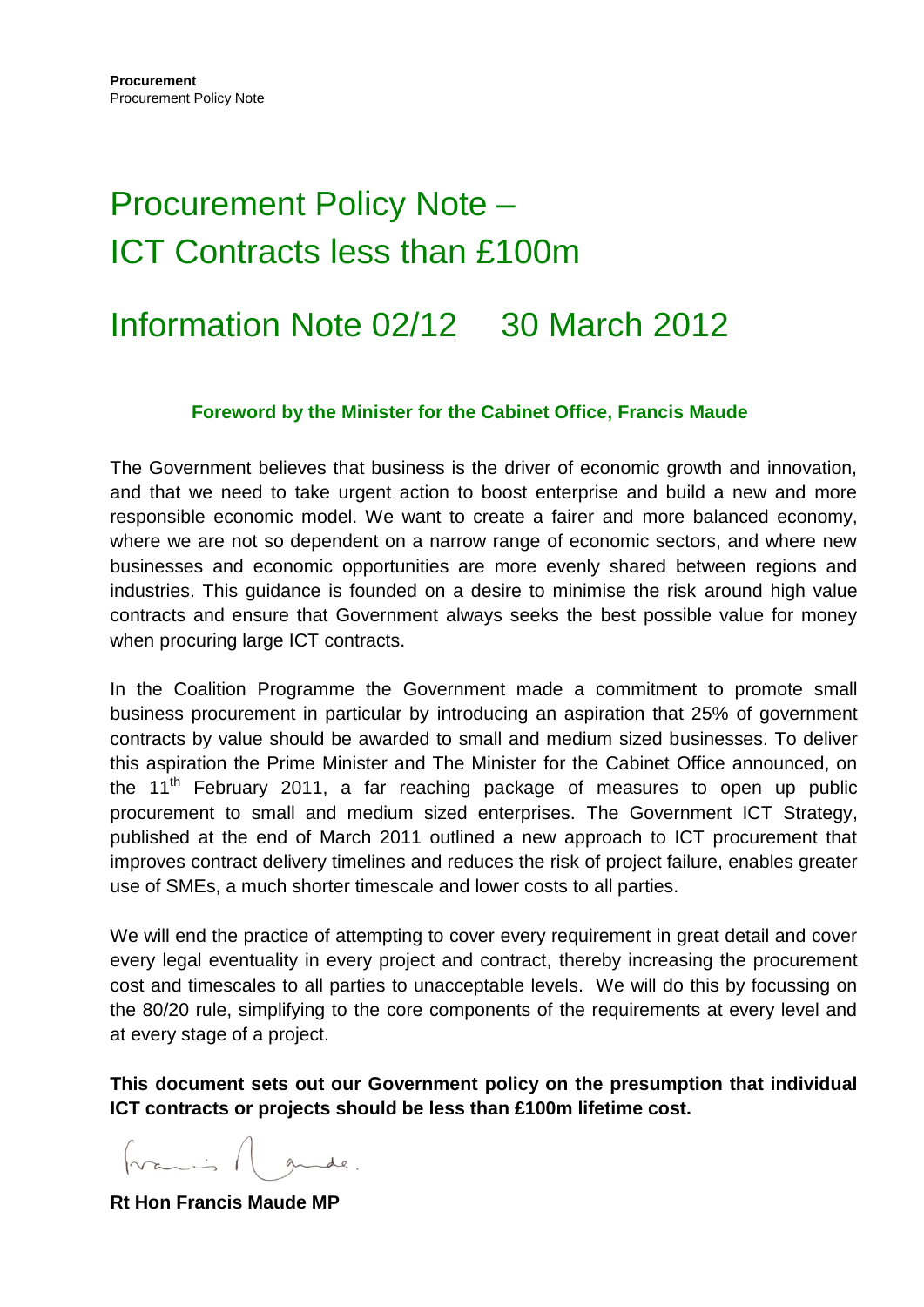**Procurement**
Procurement Policy Note

# Procurement Policy Note – ICT Contracts less than £100m

# Information Note 02/12 30 March 2012

### Foreword by the Minister for the Cabinet Office, Francis Maude

The Government believes that business is the driver of economic growth and innovation, and that we need to take urgent action to boost enterprise and build a new and more responsible economic model. We want to create a fairer and more balanced economy, where we are not so dependent on a narrow range of economic sectors, and where new businesses and economic opportunities are more evenly shared between regions and industries. This guidance is founded on a desire to minimise the risk around high value contracts and ensure that Government always seeks the best possible value for money when procuring large ICT contracts.

In the Coalition Programme the Government made a commitment to promote small business procurement in particular by introducing an aspiration that 25% of government contracts by value should be awarded to small and medium sized businesses. To deliver this aspiration the Prime Minister and The Minister for the Cabinet Office announced, on the 11th February 2011, a far reaching package of measures to open up public procurement to small and medium sized enterprises. The Government ICT Strategy, published at the end of March 2011 outlined a new approach to ICT procurement that improves contract delivery timelines and reduces the risk of project failure, enables greater use of SMEs, a much shorter timescale and lower costs to all parties.

We will end the practice of attempting to cover every requirement in great detail and cover every legal eventuality in every project and contract, thereby increasing the procurement cost and timescales to all parties to unacceptable levels. We will do this by focussing on the 80/20 rule, simplifying to the core components of the requirements at every level and at every stage of a project.

**This document sets out our Government policy on the presumption that individual ICT contracts or projects should be less than £100m lifetime cost.**

**Rt Hon Francis Maude MP**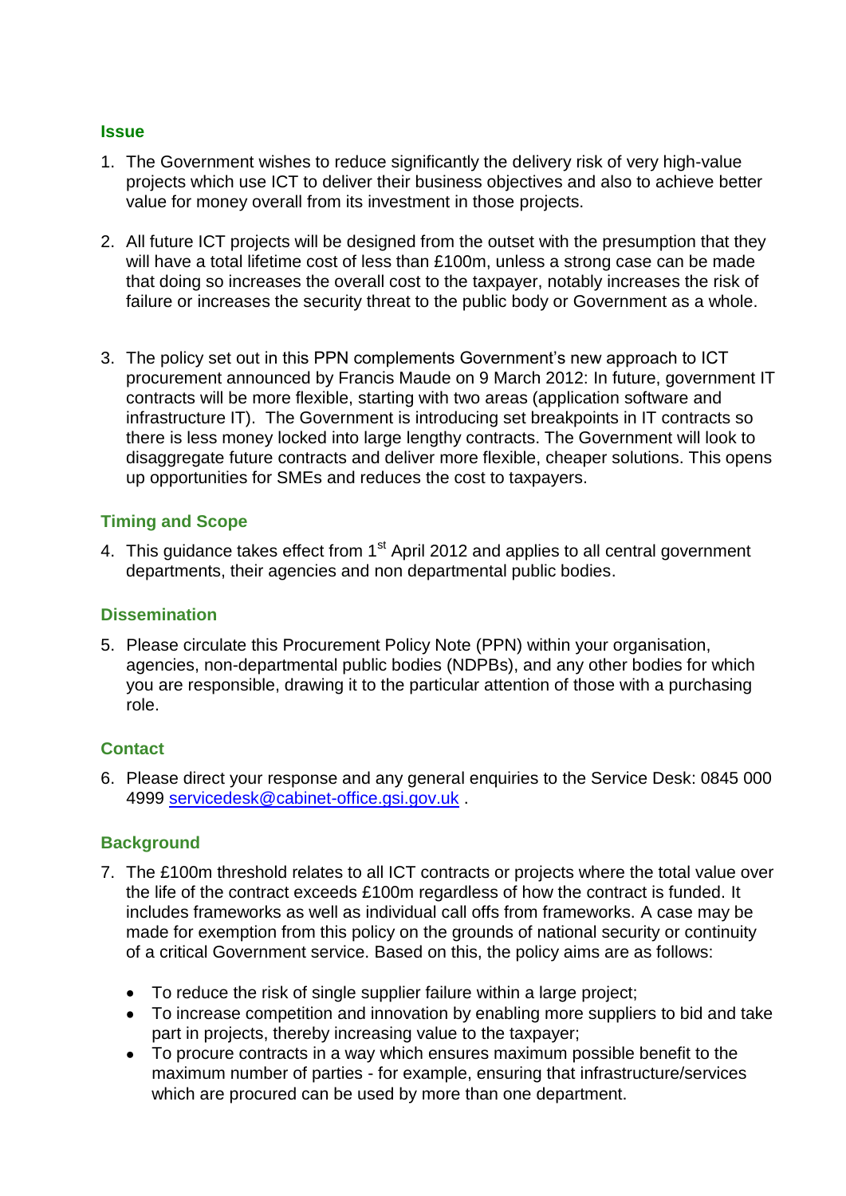## Issue

1. The Government wishes to reduce significantly the delivery risk of very high-value projects which use ICT to deliver their business objectives and also to achieve better value for money overall from its investment in those projects.

2. All future ICT projects will be designed from the outset with the presumption that they will have a total lifetime cost of less than £100m, unless a strong case can be made that doing so increases the overall cost to the taxpayer, notably increases the risk of failure or increases the security threat to the public body or Government as a whole.

3. The policy set out in this PPN complements Government's new approach to ICT procurement announced by Francis Maude on 9 March 2012: In future, government IT contracts will be more flexible, starting with two areas (application software and infrastructure IT). The Government is introducing set breakpoints in IT contracts so there is less money locked into large lengthy contracts. The Government will look to disaggregate future contracts and deliver more flexible, cheaper solutions. This opens up opportunities for SMEs and reduces the cost to taxpayers.

## Timing and Scope

4. This guidance takes effect from 1st April 2012 and applies to all central government departments, their agencies and non departmental public bodies.

## Dissemination

5. Please circulate this Procurement Policy Note (PPN) within your organisation, agencies, non-departmental public bodies (NDPBs), and any other bodies for which you are responsible, drawing it to the particular attention of those with a purchasing role.

## Contact

6. Please direct your response and any general enquiries to the Service Desk: 0845 000 4999 servicedesk@cabinet-office.gsi.gov.uk .

## Background

7. The £100m threshold relates to all ICT contracts or projects where the total value over the life of the contract exceeds £100m regardless of how the contract is funded. It includes frameworks as well as individual call offs from frameworks. A case may be made for exemption from this policy on the grounds of national security or continuity of a critical Government service. Based on this, the policy aims are as follows:

   - To reduce the risk of single supplier failure within a large project;
   - To increase competition and innovation by enabling more suppliers to bid and take part in projects, thereby increasing value to the taxpayer;
   - To procure contracts in a way which ensures maximum possible benefit to the maximum number of parties - for example, ensuring that infrastructure/services which are procured can be used by more than one department.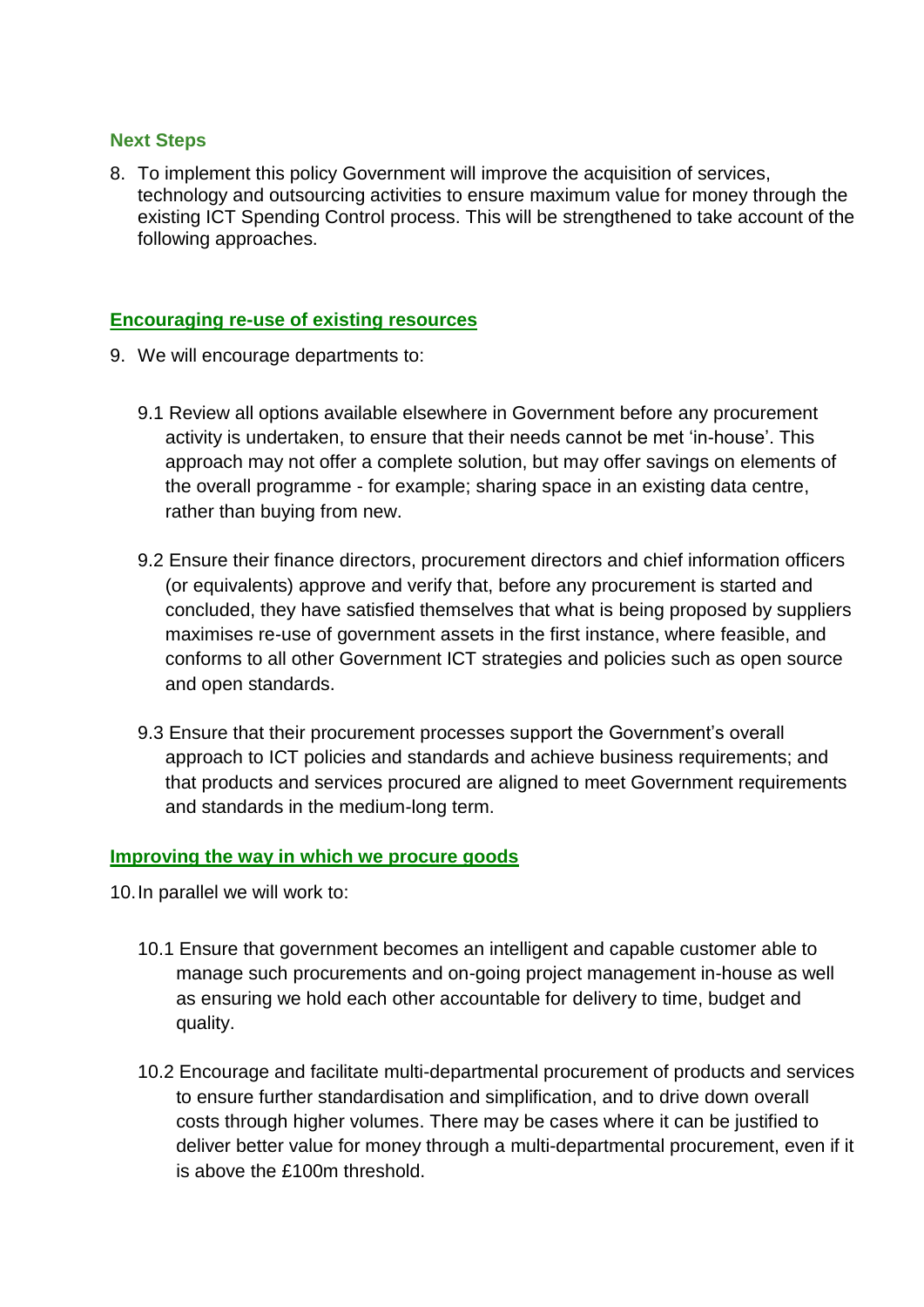### Next Steps

8. To implement this policy Government will improve the acquisition of services, technology and outsourcing activities to ensure maximum value for money through the existing ICT Spending Control process. This will be strengthened to take account of the following approaches.

### Encouraging re-use of existing resources

9. We will encourage departments to:

   9.1 Review all options available elsewhere in Government before any procurement activity is undertaken, to ensure that their needs cannot be met 'in-house'. This approach may not offer a complete solution, but may offer savings on elements of the overall programme - for example; sharing space in an existing data centre, rather than buying from new.

   9.2 Ensure their finance directors, procurement directors and chief information officers (or equivalents) approve and verify that, before any procurement is started and concluded, they have satisfied themselves that what is being proposed by suppliers maximises re-use of government assets in the first instance, where feasible, and conforms to all other Government ICT strategies and policies such as open source and open standards.

   9.3 Ensure that their procurement processes support the Government's overall approach to ICT policies and standards and achieve business requirements; and that products and services procured are aligned to meet Government requirements and standards in the medium-long term.

### Improving the way in which we procure goods

10. In parallel we will work to:

    10.1 Ensure that government becomes an intelligent and capable customer able to manage such procurements and on-going project management in-house as well as ensuring we hold each other accountable for delivery to time, budget and quality.

    10.2 Encourage and facilitate multi-departmental procurement of products and services to ensure further standardisation and simplification, and to drive down overall costs through higher volumes. There may be cases where it can be justified to deliver better value for money through a multi-departmental procurement, even if it is above the £100m threshold.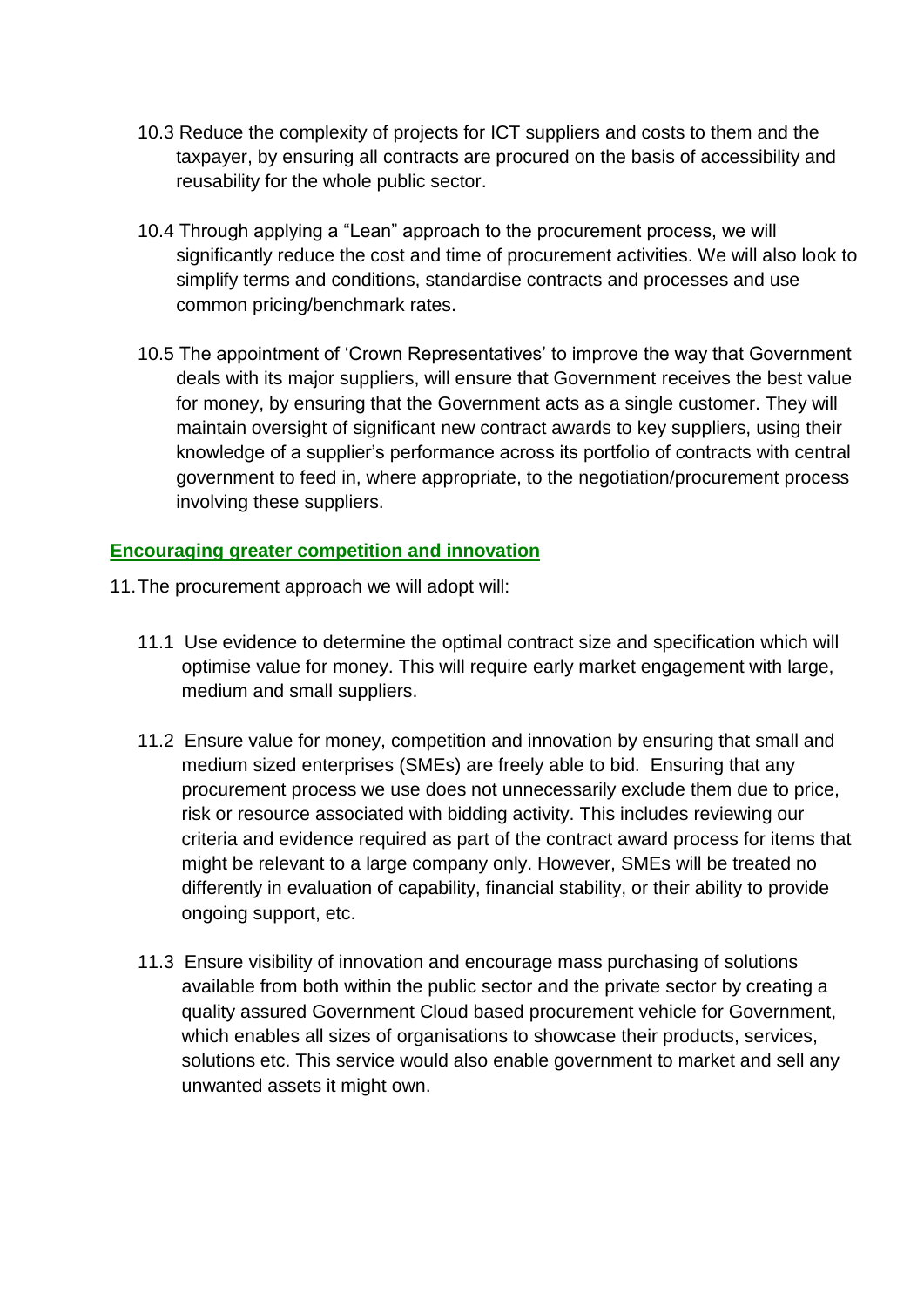10.3 Reduce the complexity of projects for ICT suppliers and costs to them and the taxpayer, by ensuring all contracts are procured on the basis of accessibility and reusability for the whole public sector.

10.4 Through applying a "Lean" approach to the procurement process, we will significantly reduce the cost and time of procurement activities. We will also look to simplify terms and conditions, standardise contracts and processes and use common pricing/benchmark rates.

10.5 The appointment of 'Crown Representatives' to improve the way that Government deals with its major suppliers, will ensure that Government receives the best value for money, by ensuring that the Government acts as a single customer. They will maintain oversight of significant new contract awards to key suppliers, using their knowledge of a supplier's performance across its portfolio of contracts with central government to feed in, where appropriate, to the negotiation/procurement process involving these suppliers.

## Encouraging greater competition and innovation

11. The procurement approach we will adopt will:

11.1 Use evidence to determine the optimal contract size and specification which will optimise value for money. This will require early market engagement with large, medium and small suppliers.

11.2 Ensure value for money, competition and innovation by ensuring that small and medium sized enterprises (SMEs) are freely able to bid. Ensuring that any procurement process we use does not unnecessarily exclude them due to price, risk or resource associated with bidding activity. This includes reviewing our criteria and evidence required as part of the contract award process for items that might be relevant to a large company only. However, SMEs will be treated no differently in evaluation of capability, financial stability, or their ability to provide ongoing support, etc.

11.3 Ensure visibility of innovation and encourage mass purchasing of solutions available from both within the public sector and the private sector by creating a quality assured Government Cloud based procurement vehicle for Government, which enables all sizes of organisations to showcase their products, services, solutions etc. This service would also enable government to market and sell any unwanted assets it might own.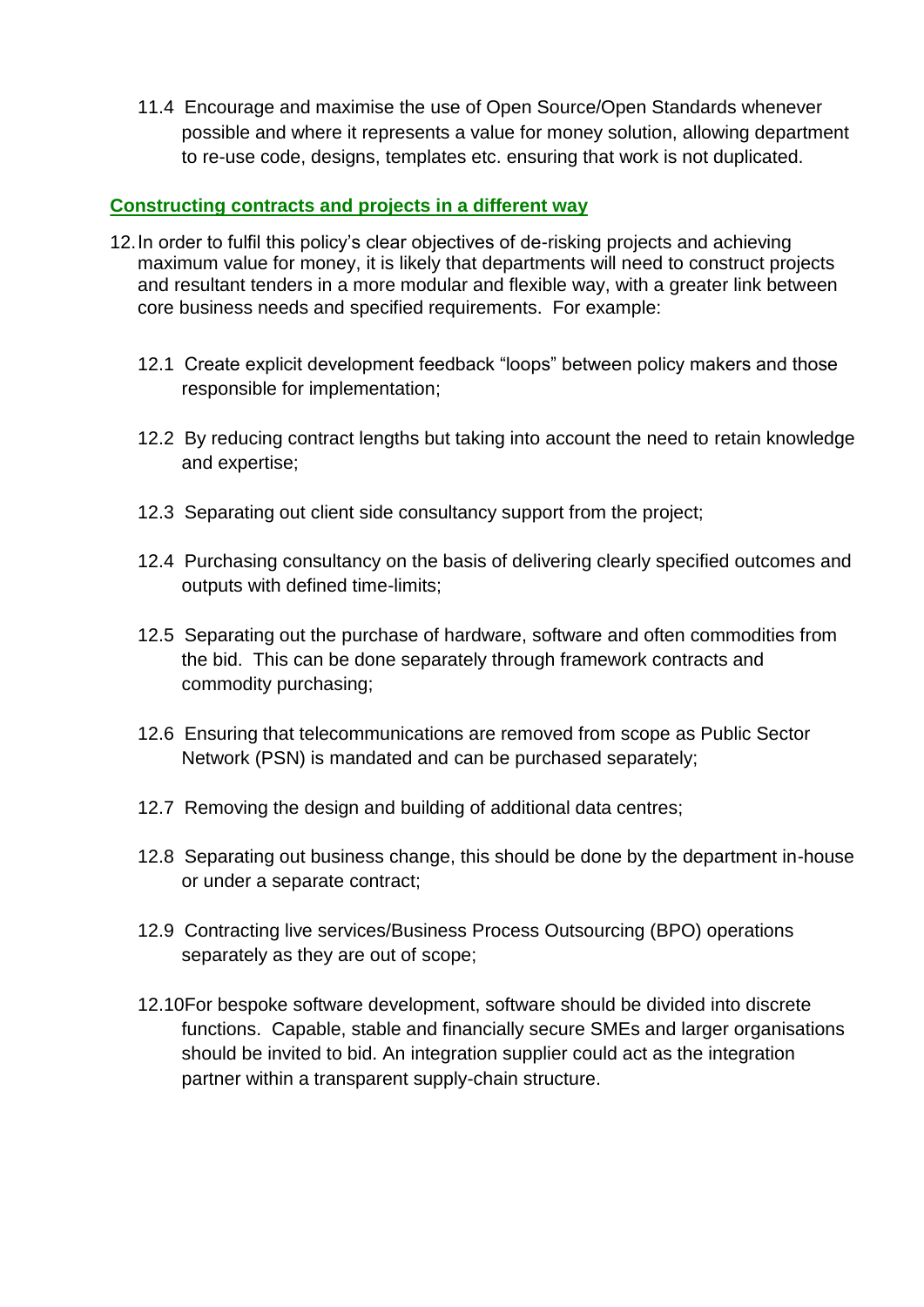11.4 Encourage and maximise the use of Open Source/Open Standards whenever possible and where it represents a value for money solution, allowing department to re-use code, designs, templates etc. ensuring that work is not duplicated.

## Constructing contracts and projects in a different way

12. In order to fulfil this policy's clear objectives of de-risking projects and achieving maximum value for money, it is likely that departments will need to construct projects and resultant tenders in a more modular and flexible way, with a greater link between core business needs and specified requirements. For example:

    12.1 Create explicit development feedback "loops" between policy makers and those responsible for implementation;

    12.2 By reducing contract lengths but taking into account the need to retain knowledge and expertise;

    12.3 Separating out client side consultancy support from the project;

    12.4 Purchasing consultancy on the basis of delivering clearly specified outcomes and outputs with defined time-limits;

    12.5 Separating out the purchase of hardware, software and often commodities from the bid. This can be done separately through framework contracts and commodity purchasing;

    12.6 Ensuring that telecommunications are removed from scope as Public Sector Network (PSN) is mandated and can be purchased separately;

    12.7 Removing the design and building of additional data centres;

    12.8 Separating out business change, this should be done by the department in-house or under a separate contract;

    12.9 Contracting live services/Business Process Outsourcing (BPO) operations separately as they are out of scope;

    12.10 For bespoke software development, software should be divided into discrete functions. Capable, stable and financially secure SMEs and larger organisations should be invited to bid. An integration supplier could act as the integration partner within a transparent supply-chain structure.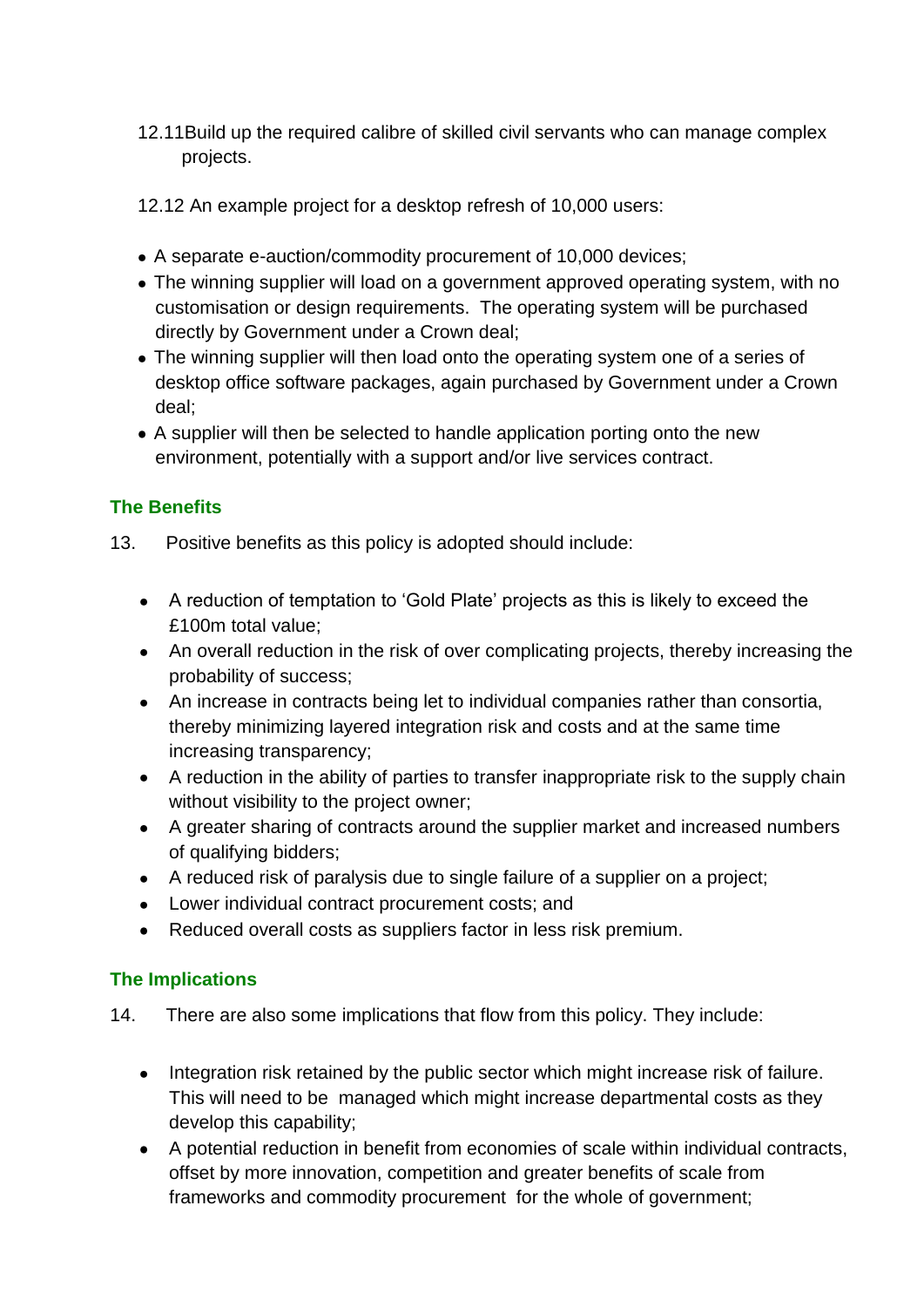12.11 Build up the required calibre of skilled civil servants who can manage complex projects.

12.12 An example project for a desktop refresh of 10,000 users:

- A separate e-auction/commodity procurement of 10,000 devices;
- The winning supplier will load on a government approved operating system, with no customisation or design requirements. The operating system will be purchased directly by Government under a Crown deal;
- The winning supplier will then load onto the operating system one of a series of desktop office software packages, again purchased by Government under a Crown deal;
- A supplier will then be selected to handle application porting onto the new environment, potentially with a support and/or live services contract.

## The Benefits

13. Positive benefits as this policy is adopted should include:

- A reduction of temptation to 'Gold Plate' projects as this is likely to exceed the £100m total value;
- An overall reduction in the risk of over complicating projects, thereby increasing the probability of success;
- An increase in contracts being let to individual companies rather than consortia, thereby minimizing layered integration risk and costs and at the same time increasing transparency;
- A reduction in the ability of parties to transfer inappropriate risk to the supply chain without visibility to the project owner;
- A greater sharing of contracts around the supplier market and increased numbers of qualifying bidders;
- A reduced risk of paralysis due to single failure of a supplier on a project;
- Lower individual contract procurement costs; and
- Reduced overall costs as suppliers factor in less risk premium.

## The Implications

14. There are also some implications that flow from this policy. They include:

- Integration risk retained by the public sector which might increase risk of failure. This will need to be managed which might increase departmental costs as they develop this capability;
- A potential reduction in benefit from economies of scale within individual contracts, offset by more innovation, competition and greater benefits of scale from frameworks and commodity procurement for the whole of government;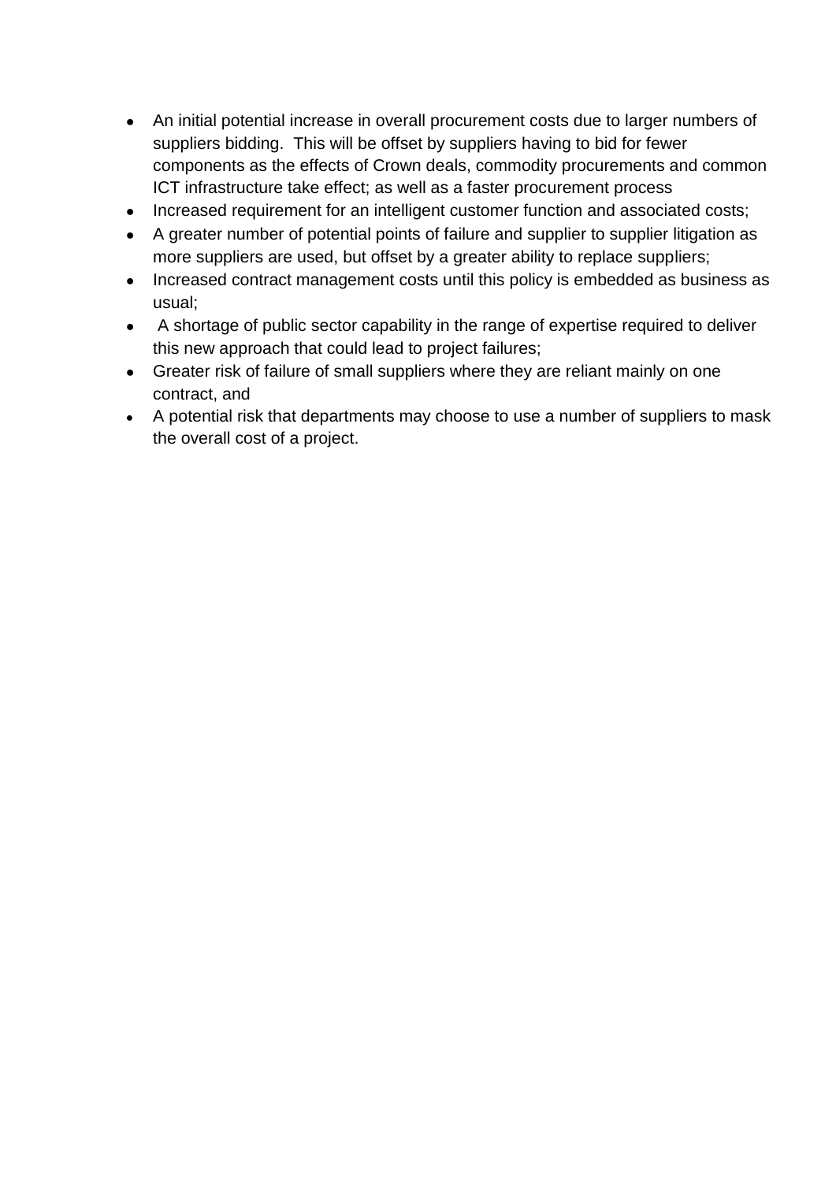- An initial potential increase in overall procurement costs due to larger numbers of suppliers bidding. This will be offset by suppliers having to bid for fewer components as the effects of Crown deals, commodity procurements and common ICT infrastructure take effect; as well as a faster procurement process
- Increased requirement for an intelligent customer function and associated costs;
- A greater number of potential points of failure and supplier to supplier litigation as more suppliers are used, but offset by a greater ability to replace suppliers;
- Increased contract management costs until this policy is embedded as business as usual;
- A shortage of public sector capability in the range of expertise required to deliver this new approach that could lead to project failures;
- Greater risk of failure of small suppliers where they are reliant mainly on one contract, and
- A potential risk that departments may choose to use a number of suppliers to mask the overall cost of a project.